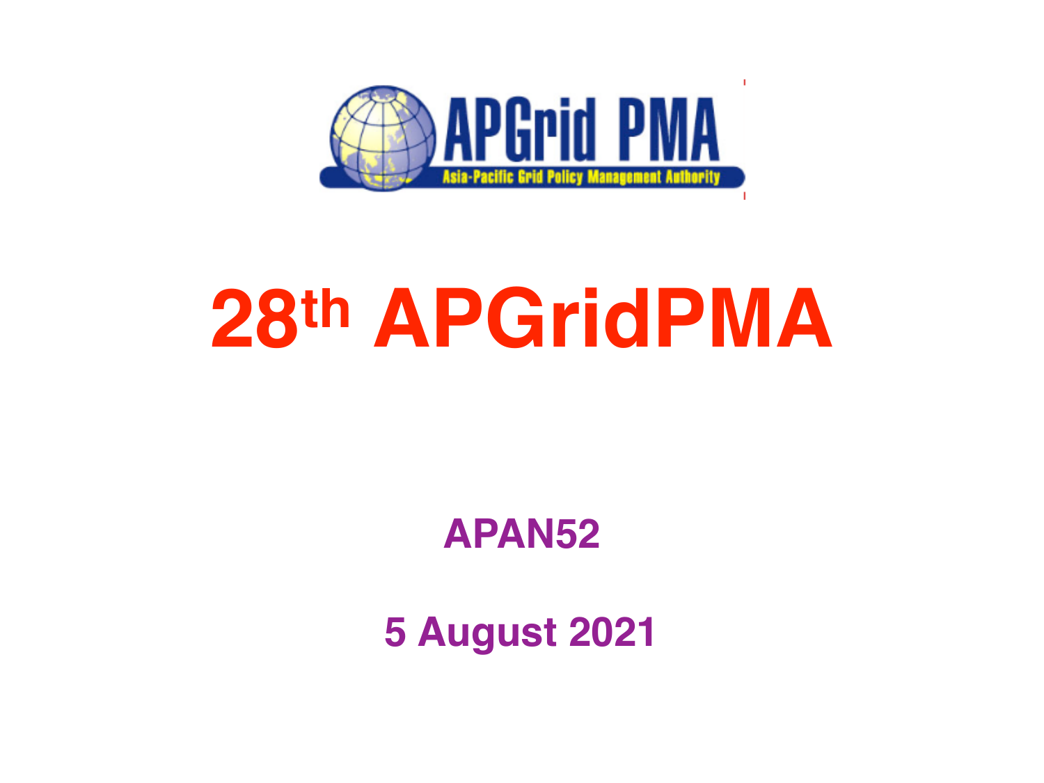# 28th APGridPMA

**APAN52**

**5 August 2021**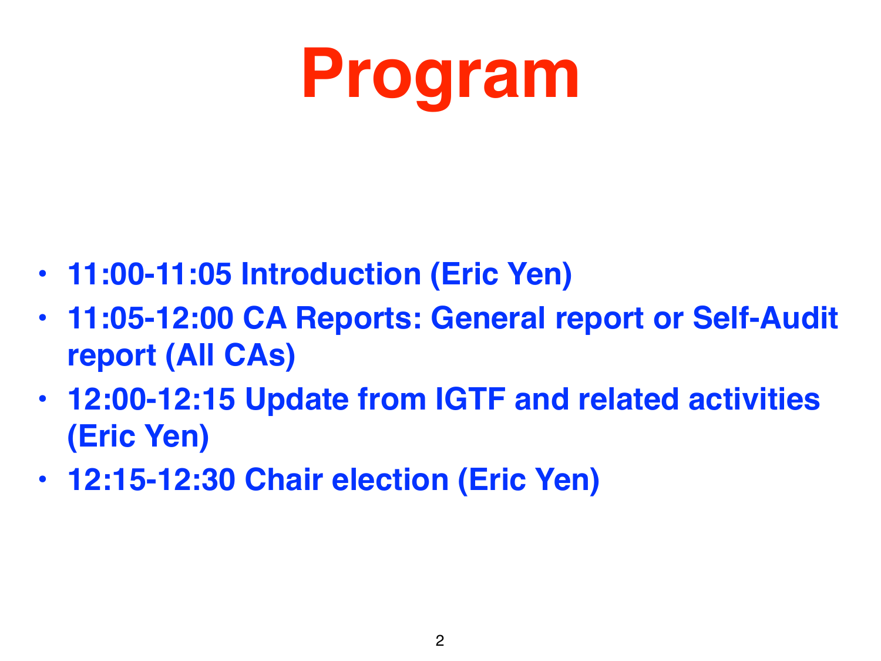# Program

- **11:00-11:05 Introduction (Eric Yen)**
- **11:05-12:00 CA Reports: General report or Self-Audit report (All CAs)**
- **12:00-12:15 Update from IGTF and related activities (Eric Yen)**
- **12:15-12:30 Chair election (Eric Yen)**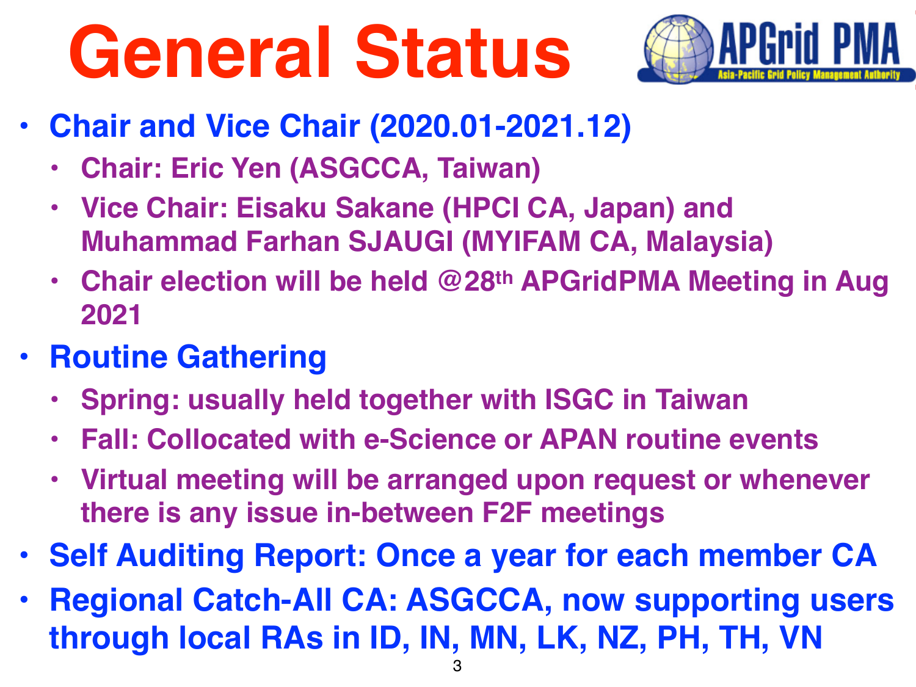# General Status

- **Chair and Vice Chair (2020.01-2021.12)**
  - **Chair: Eric Yen (ASGCCA, Taiwan)**
  - **Vice Chair: Eisaku Sakane (HPCI CA, Japan) and Muhammad Farhan SJAUGI (MYIFAM CA, Malaysia)**
  - **Chair election will be held @28th APGridPMA Meeting in Aug 2021**
- **Routine Gathering**
  - **Spring: usually held together with ISGC in Taiwan**
  - **Fall: Collocated with e-Science or APAN routine events**
  - **Virtual meeting will be arranged upon request or whenever there is any issue in-between F2F meetings**
- **Self Auditing Report: Once a year for each member CA**
- **Regional Catch-All CA: ASGCCA, now supporting users through local RAs in ID, IN, MN, LK, NZ, PH, TH, VN**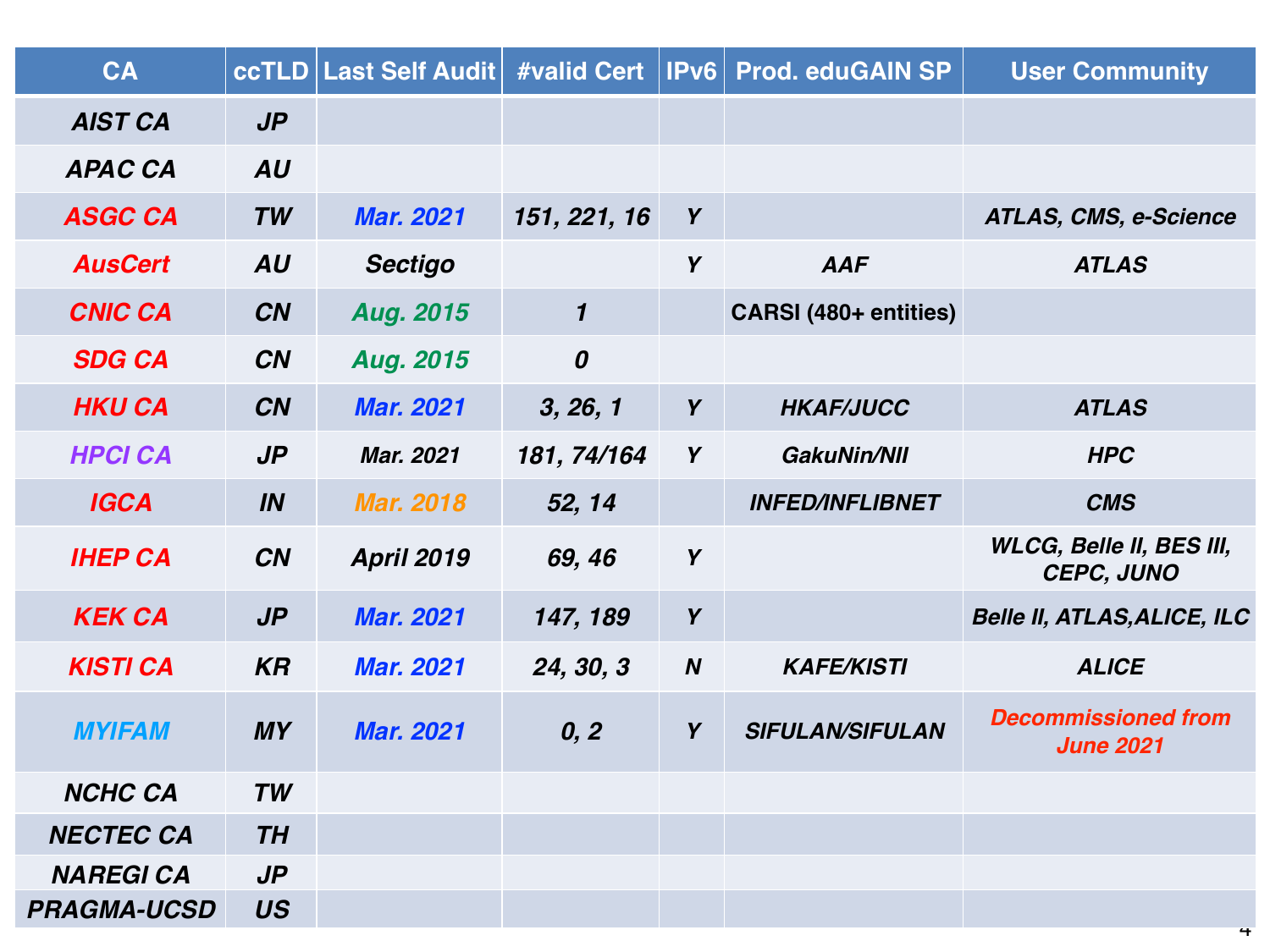| CA | ccTLD | Last Self Audit | #valid Cert | IPv6 | Prod. eduGAIN SP | User Community |
|---|---|---|---|---|---|---|
| AIST CA | JP | | | | | |
| APAC CA | AU | | | | | |
| ASGC CA | TW | Mar. 2021 | 151, 221, 16 | Y | | ATLAS, CMS, e-Science |
| AusCert | AU | Sectigo | | Y | AAF | ATLAS |
| CNIC CA | CN | Aug. 2015 | 1 | | CARSI (480+ entities) | |
| SDG CA | CN | Aug. 2015 | 0 | | | |
| HKU CA | CN | Mar. 2021 | 3, 26, 1 | Y | HKAF/JUCC | ATLAS |
| HPCI CA | JP | Mar. 2021 | 181, 74/164 | Y | GakuNin/NII | HPC |
| IGCA | IN | Mar. 2018 | 52, 14 | | INFED/INFLIBNET | CMS |
| IHEP CA | CN | April 2019 | 69, 46 | Y | | WLCG, Belle II, BES III, CEPC, JUNO |
| KEK CA | JP | Mar. 2021 | 147, 189 | Y | | Belle II, ATLAS,ALICE, ILC |
| KISTI CA | KR | Mar. 2021 | 24, 30, 3 | N | KAFE/KISTI | ALICE |
| MYIFAM | MY | Mar. 2021 | 0, 2 | Y | SIFULAN/SIFULAN | Decommissioned from June 2021 |
| NCHC CA | TW | | | | | |
| NECTEC CA | TH | | | | | |
| NAREGI CA | JP | | | | | |
| PRAGMA-UCSD | US | | | | | |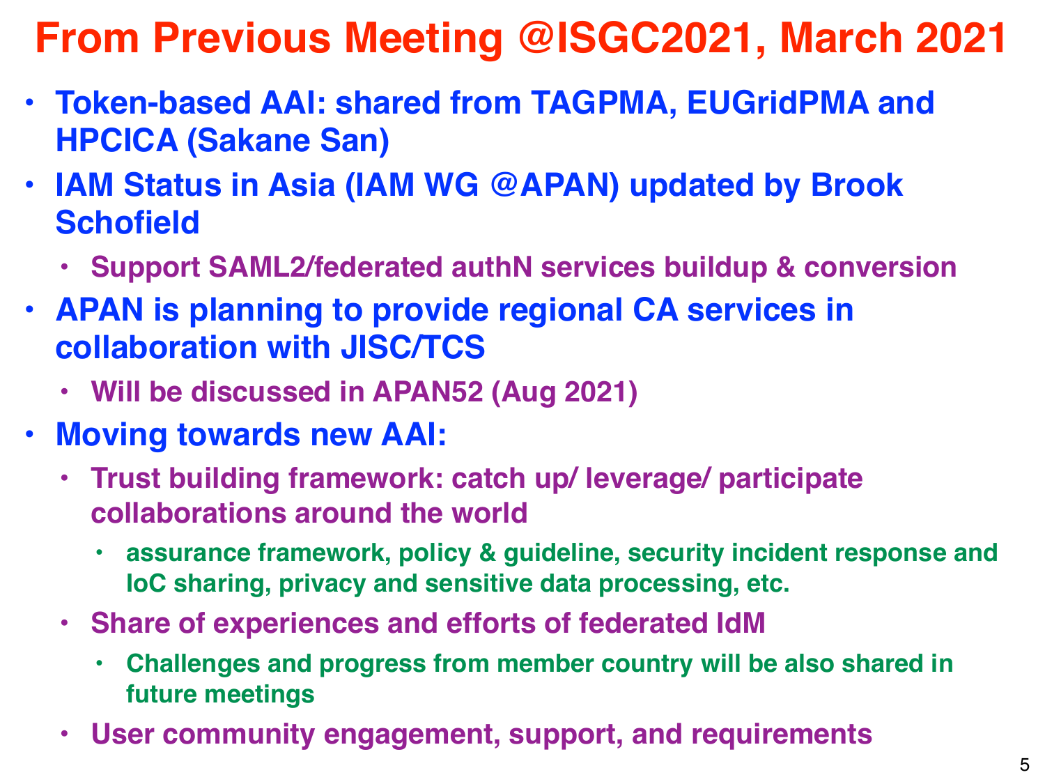# From Previous Meeting @ISGC2021, March 2021

- **Token-based AAI: shared from TAGPMA, EUGridPMA and HPCICA (Sakane San)**
- **IAM Status in Asia (IAM WG @APAN) updated by Brook Schofield**
  - **Support SAML2/federated authN services buildup & conversion**
- **APAN is planning to provide regional CA services in collaboration with JISC/TCS**
  - **Will be discussed in APAN52 (Aug 2021)**
- **Moving towards new AAI:**
  - **Trust building framework: catch up/ leverage/ participate collaborations around the world**
    - **assurance framework, policy & guideline, security incident response and IoC sharing, privacy and sensitive data processing, etc.**
  - **Share of experiences and efforts of federated IdM**
    - **Challenges and progress from member country will be also shared in future meetings**
  - **User community engagement, support, and requirements**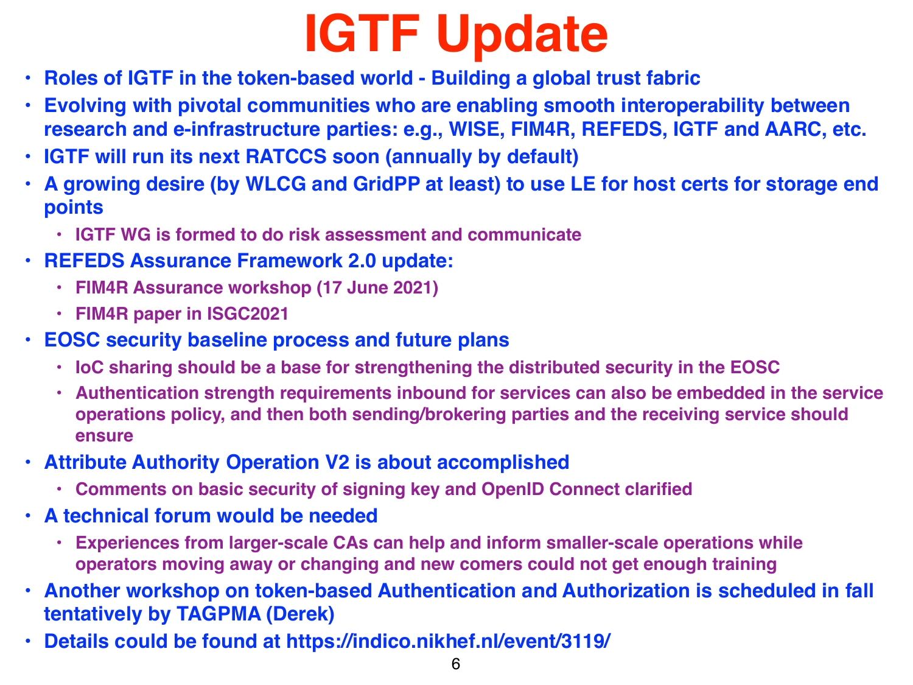# IGTF Update

- Roles of IGTF in the token-based world - Building a global trust fabric
- Evolving with pivotal communities who are enabling smooth interoperability between research and e-infrastructure parties: e.g., WISE, FIM4R, REFEDS, IGTF and AARC, etc.
- IGTF will run its next RATCCS soon (annually by default)
- A growing desire (by WLCG and GridPP at least) to use LE for host certs for storage end points
  - IGTF WG is formed to do risk assessment and communicate
- REFEDS Assurance Framework 2.0 update:
  - FIM4R Assurance workshop (17 June 2021)
  - FIM4R paper in ISGC2021
- EOSC security baseline process and future plans
  - IoC sharing should be a base for strengthening the distributed security in the EOSC
  - Authentication strength requirements inbound for services can also be embedded in the service operations policy, and then both sending/brokering parties and the receiving service should ensure
- Attribute Authority Operation V2 is about accomplished
  - Comments on basic security of signing key and OpenID Connect clarified
- A technical forum would be needed
  - Experiences from larger-scale CAs can help and inform smaller-scale operations while operators moving away or changing and new comers could not get enough training
- Another workshop on token-based Authentication and Authorization is scheduled in fall tentatively by TAGPMA (Derek)
- Details could be found at https://indico.nikhef.nl/event/3119/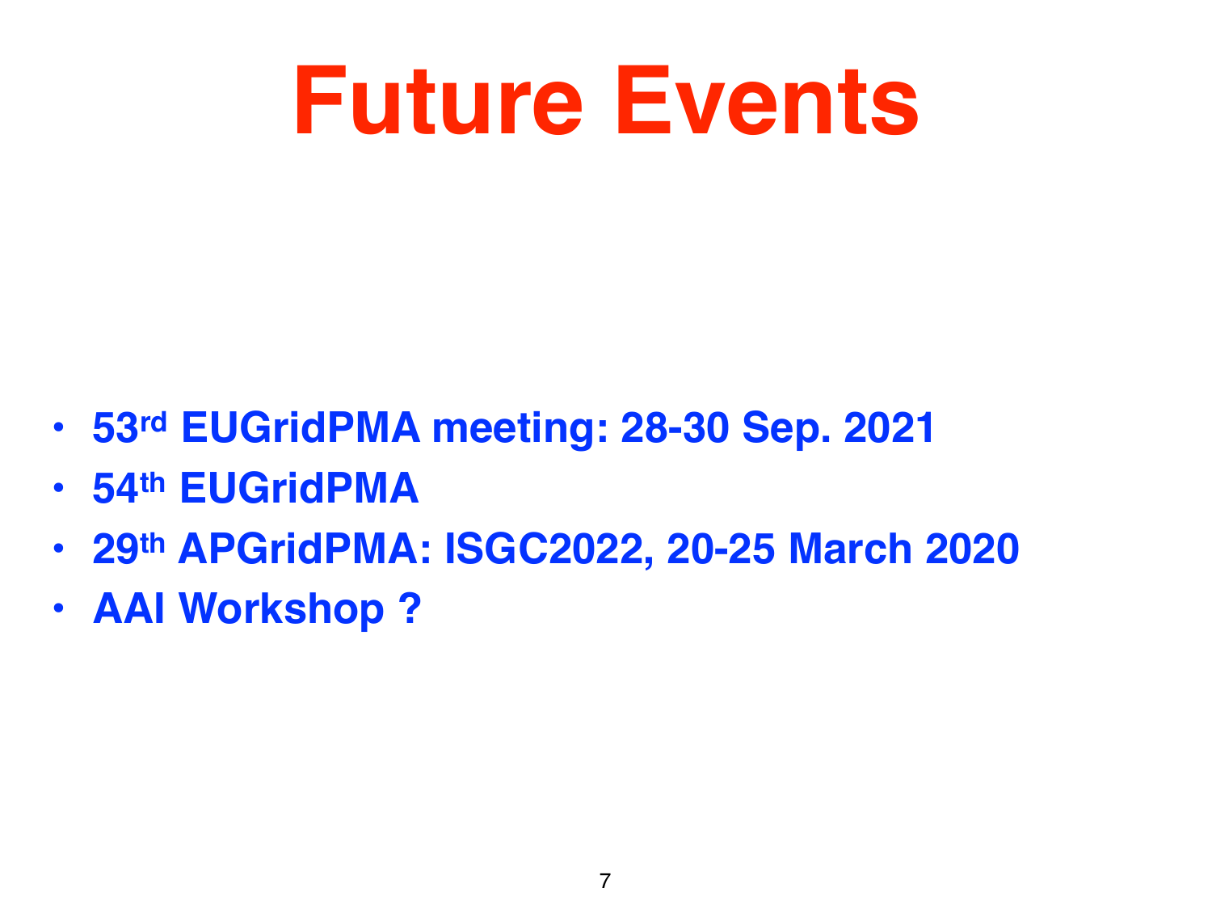# Future Events

- **53rd EUGridPMA meeting: 28-30 Sep. 2021**
- **54th EUGridPMA**
- **29th APGridPMA: ISGC2022, 20-25 March 2020**
- **AAI Workshop ?**